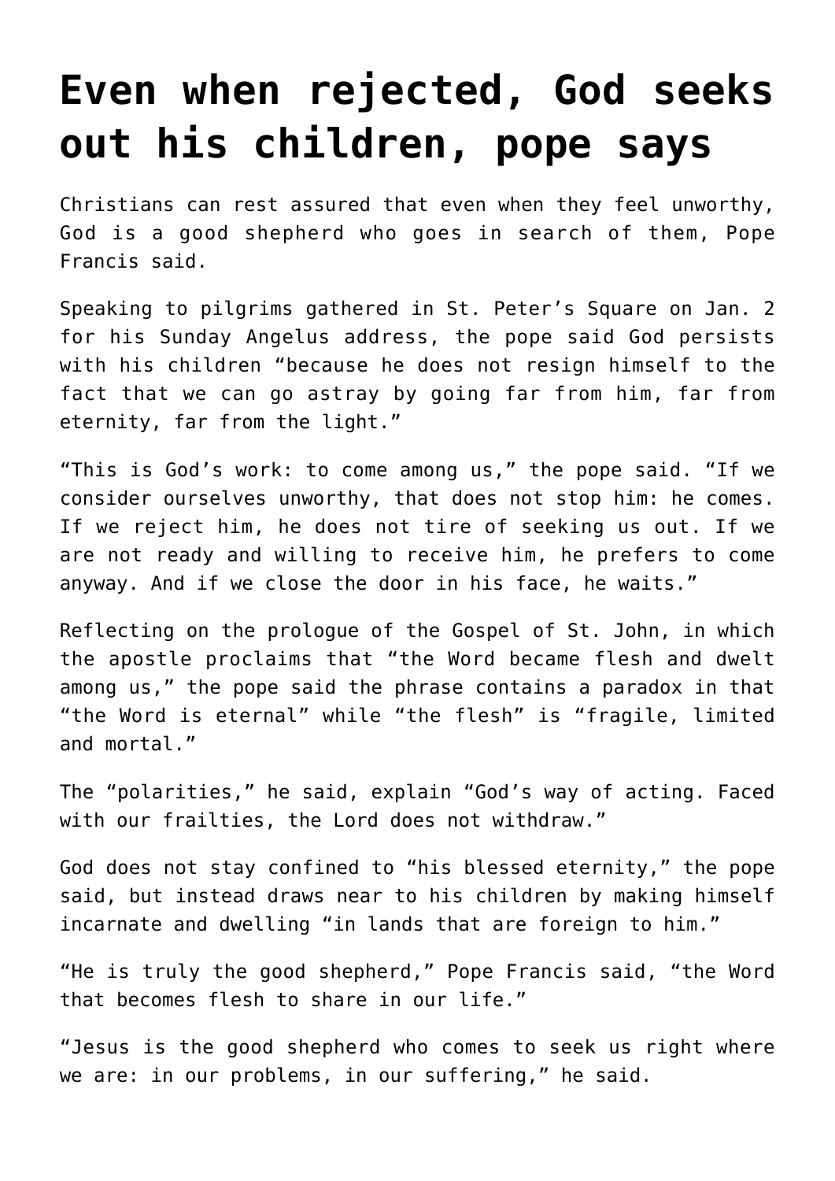# Even when rejected, God seeks out his children, pope says

Christians can rest assured that even when they feel unworthy, God is a good shepherd who goes in search of them, Pope Francis said.

Speaking to pilgrims gathered in St. Peter's Square on Jan. 2 for his Sunday Angelus address, the pope said God persists with his children "because he does not resign himself to the fact that we can go astray by going far from him, far from eternity, far from the light."

"This is God's work: to come among us," the pope said. "If we consider ourselves unworthy, that does not stop him: he comes. If we reject him, he does not tire of seeking us out. If we are not ready and willing to receive him, he prefers to come anyway. And if we close the door in his face, he waits."

Reflecting on the prologue of the Gospel of St. John, in which the apostle proclaims that "the Word became flesh and dwelt among us," the pope said the phrase contains a paradox in that "the Word is eternal" while "the flesh" is "fragile, limited and mortal."

The "polarities," he said, explain "God's way of acting. Faced with our frailties, the Lord does not withdraw."

God does not stay confined to "his blessed eternity," the pope said, but instead draws near to his children by making himself incarnate and dwelling "in lands that are foreign to him."

"He is truly the good shepherd," Pope Francis said, "the Word that becomes flesh to share in our life."

"Jesus is the good shepherd who comes to seek us right where we are: in our problems, in our suffering," he said.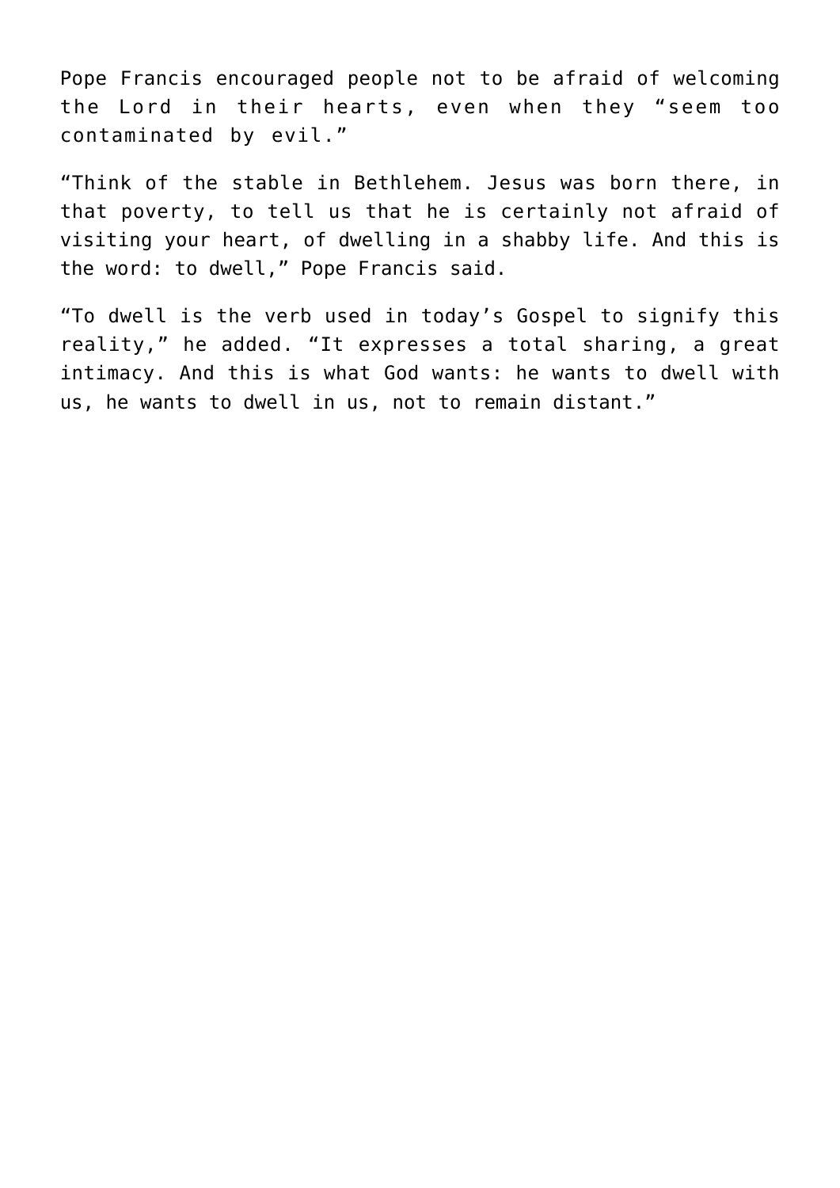Pope Francis encouraged people not to be afraid of welcoming the Lord in their hearts, even when they "seem too contaminated by evil."

"Think of the stable in Bethlehem. Jesus was born there, in that poverty, to tell us that he is certainly not afraid of visiting your heart, of dwelling in a shabby life. And this is the word: to dwell," Pope Francis said.

"To dwell is the verb used in today's Gospel to signify this reality," he added. "It expresses a total sharing, a great intimacy. And this is what God wants: he wants to dwell with us, he wants to dwell in us, not to remain distant."